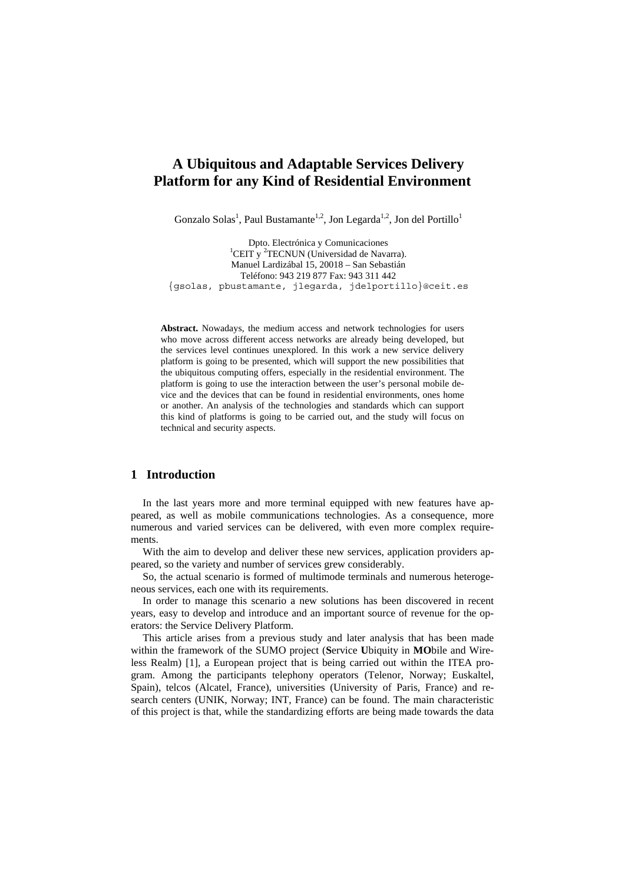# A Ubiquitous and Adaptable Services Delivery Platform for any Kind of Residential Environment

Gonzalo Solas[1], Paul Bustamante[1,2], Jon Legarda[1,2], Jon del Portillo[1]

Dpto. Electrónica y Comunicaciones
[1]CEIT y [2]TECNUN (Universidad de Navarra).
Manuel Lardizábal 15, 20018 – San Sebastián
Teléfono: 943 219 877 Fax: 943 311 442
{gsolas, pbustamante, jlegarda, jdelportillo}@ceit.es

**Abstract.** Nowadays, the medium access and network technologies for users who move across different access networks are already being developed, but the services level continues unexplored. In this work a new service delivery platform is going to be presented, which will support the new possibilities that the ubiquitous computing offers, especially in the residential environment. The platform is going to use the interaction between the user's personal mobile device and the devices that can be found in residential environments, ones home or another. An analysis of the technologies and standards which can support this kind of platforms is going to be carried out, and the study will focus on technical and security aspects.

## 1 Introduction

In the last years more and more terminal equipped with new features have appeared, as well as mobile communications technologies. As a consequence, more numerous and varied services can be delivered, with even more complex requirements.

With the aim to develop and deliver these new services, application providers appeared, so the variety and number of services grew considerably.

So, the actual scenario is formed of multimode terminals and numerous heterogeneous services, each one with its requirements.

In order to manage this scenario a new solutions has been discovered in recent years, easy to develop and introduce and an important source of revenue for the operators: the Service Delivery Platform.

This article arises from a previous study and later analysis that has been made within the framework of the SUMO project (**S**ervice **U**biquity in **MO**bile and Wireless Realm) [1], a European project that is being carried out within the ITEA program. Among the participants telephony operators (Telenor, Norway; Euskaltel, Spain), telcos (Alcatel, France), universities (University of Paris, France) and research centers (UNIK, Norway; INT, France) can be found. The main characteristic of this project is that, while the standardizing efforts are being made towards the data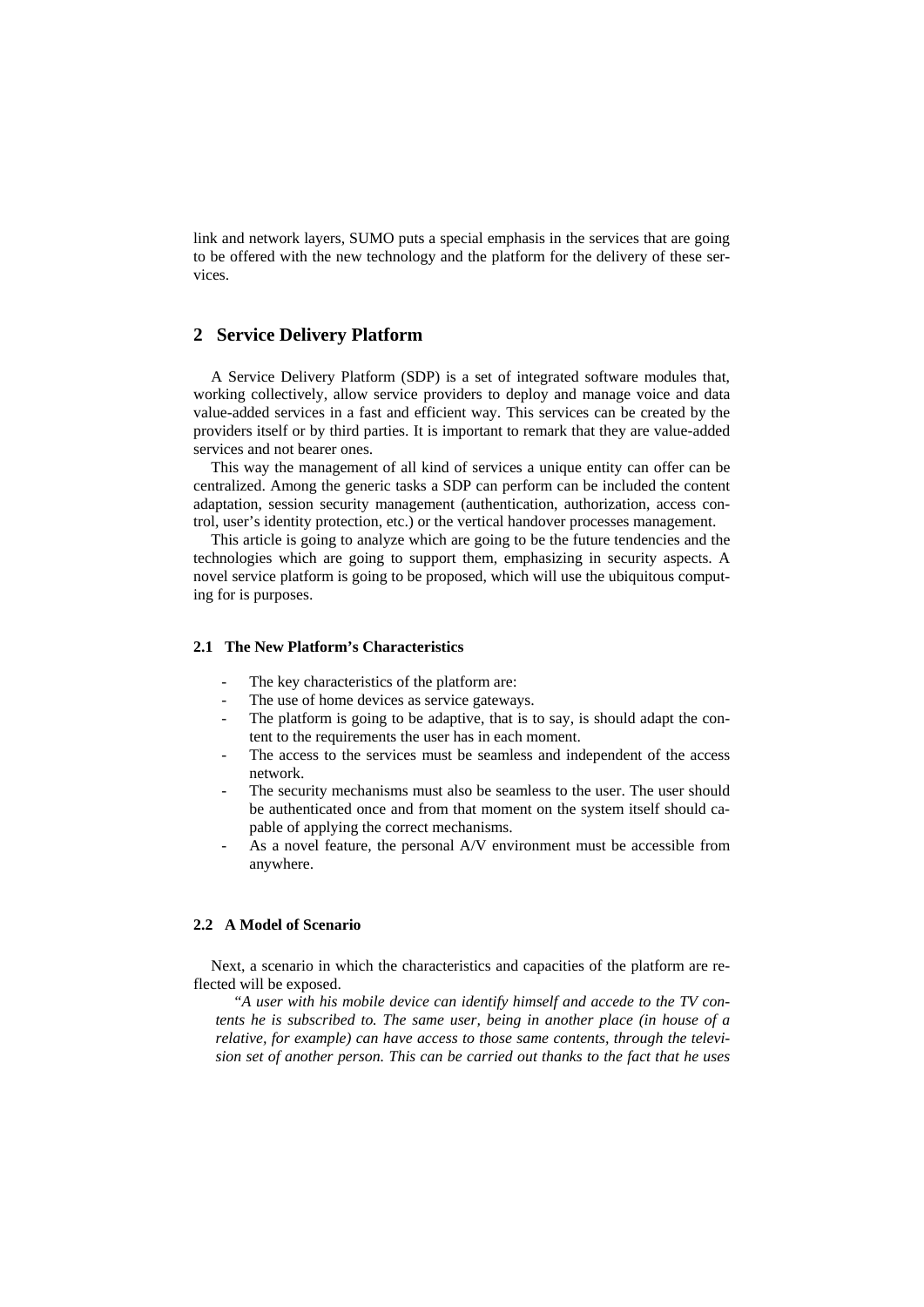link and network layers, SUMO puts a special emphasis in the services that are going to be offered with the new technology and the platform for the delivery of these services.

## 2 Service Delivery Platform

A Service Delivery Platform (SDP) is a set of integrated software modules that, working collectively, allow service providers to deploy and manage voice and data value-added services in a fast and efficient way. This services can be created by the providers itself or by third parties. It is important to remark that they are value-added services and not bearer ones.

This way the management of all kind of services a unique entity can offer can be centralized. Among the generic tasks a SDP can perform can be included the content adaptation, session security management (authentication, authorization, access control, user's identity protection, etc.) or the vertical handover processes management.

This article is going to analyze which are going to be the future tendencies and the technologies which are going to support them, emphasizing in security aspects. A novel service platform is going to be proposed, which will use the ubiquitous computing for is purposes.

### 2.1 The New Platform's Characteristics

- The key characteristics of the platform are:
- The use of home devices as service gateways.
- The platform is going to be adaptive, that is to say, is should adapt the content to the requirements the user has in each moment.
- The access to the services must be seamless and independent of the access network.
- The security mechanisms must also be seamless to the user. The user should be authenticated once and from that moment on the system itself should capable of applying the correct mechanisms.
- As a novel feature, the personal A/V environment must be accessible from anywhere.

### 2.2 A Model of Scenario

Next, a scenario in which the characteristics and capacities of the platform are reflected will be exposed.

*"A user with his mobile device can identify himself and accede to the TV contents he is subscribed to. The same user, being in another place (in house of a relative, for example) can have access to those same contents, through the television set of another person. This can be carried out thanks to the fact that he uses*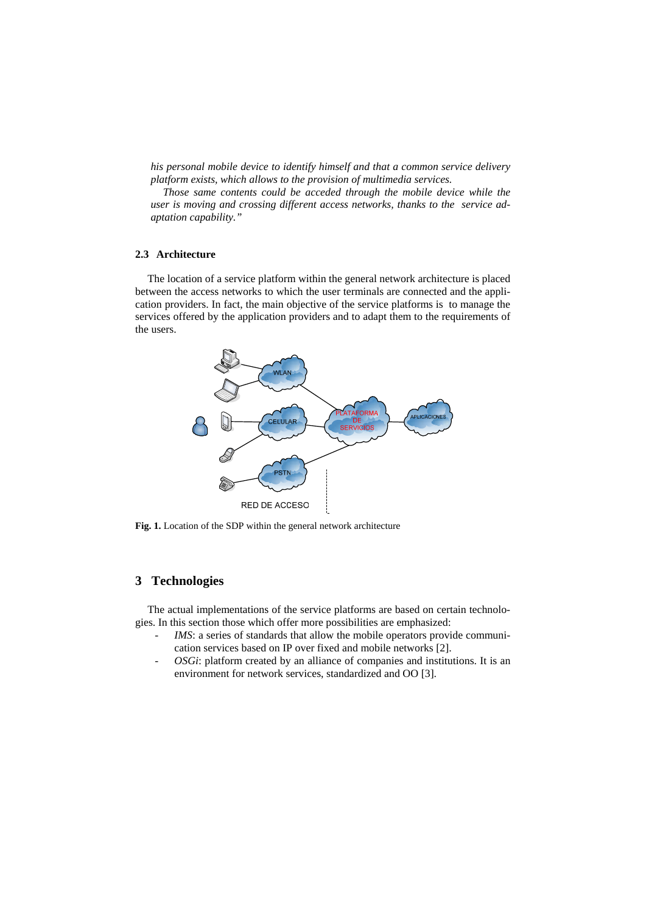*his personal mobile device to identify himself and that a common service delivery platform exists, which allows to the provision of multimedia services.*

*Those same contents could be acceded through the mobile device while the user is moving and crossing different access networks, thanks to the service adaptation capability."*

### 2.3 Architecture

The location of a service platform within the general network architecture is placed between the access networks to which the user terminals are connected and the application providers. In fact, the main objective of the service platforms is to manage the services offered by the application providers and to adapt them to the requirements of the users.

**Fig. 1.** Location of the SDP within the general network architecture

## 3 Technologies

The actual implementations of the service platforms are based on certain technologies. In this section those which offer more possibilities are emphasized:

- *IMS*: a series of standards that allow the mobile operators provide communication services based on IP over fixed and mobile networks [2].
- *OSGi*: platform created by an alliance of companies and institutions. It is an environment for network services, standardized and OO [3].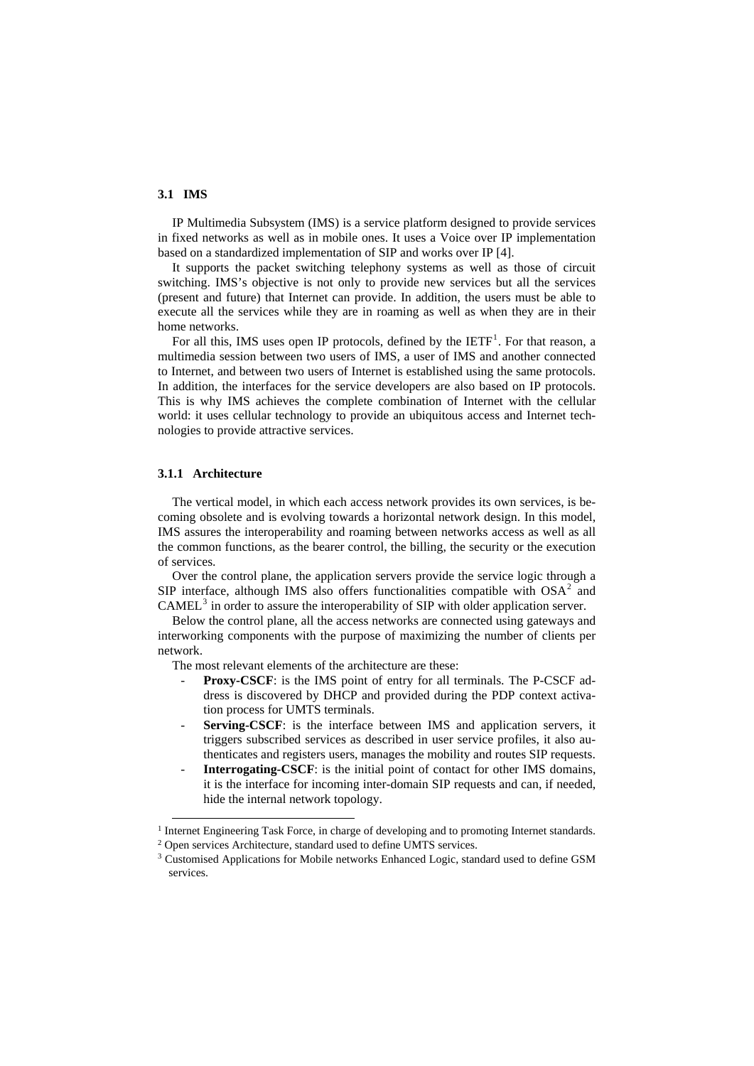### 3.1 IMS

IP Multimedia Subsystem (IMS) is a service platform designed to provide services in fixed networks as well as in mobile ones. It uses a Voice over IP implementation based on a standardized implementation of SIP and works over IP [4].

It supports the packet switching telephony systems as well as those of circuit switching. IMS's objective is not only to provide new services but all the services (present and future) that Internet can provide. In addition, the users must be able to execute all the services while they are in roaming as well as when they are in their home networks.

For all this, IMS uses open IP protocols, defined by the IETF[1]. For that reason, a multimedia session between two users of IMS, a user of IMS and another connected to Internet, and between two users of Internet is established using the same protocols. In addition, the interfaces for the service developers are also based on IP protocols. This is why IMS achieves the complete combination of Internet with the cellular world: it uses cellular technology to provide an ubiquitous access and Internet technologies to provide attractive services.

#### 3.1.1 Architecture

The vertical model, in which each access network provides its own services, is becoming obsolete and is evolving towards a horizontal network design. In this model, IMS assures the interoperability and roaming between networks access as well as all the common functions, as the bearer control, the billing, the security or the execution of services.

Over the control plane, the application servers provide the service logic through a SIP interface, although IMS also offers functionalities compatible with OSA[2] and CAMEL[3] in order to assure the interoperability of SIP with older application server.

Below the control plane, all the access networks are connected using gateways and interworking components with the purpose of maximizing the number of clients per network.

The most relevant elements of the architecture are these:

- **Proxy-CSCF**: is the IMS point of entry for all terminals. The P-CSCF address is discovered by DHCP and provided during the PDP context activation process for UMTS terminals.
- **Serving-CSCF**: is the interface between IMS and application servers, it triggers subscribed services as described in user service profiles, it also authenticates and registers users, manages the mobility and routes SIP requests.
- **Interrogating-CSCF**: is the initial point of contact for other IMS domains, it is the interface for incoming inter-domain SIP requests and can, if needed, hide the internal network topology.

---

[1] Internet Engineering Task Force, in charge of developing and to promoting Internet standards.

[2] Open services Architecture, standard used to define UMTS services.

[3] Customised Applications for Mobile networks Enhanced Logic, standard used to define GSM services.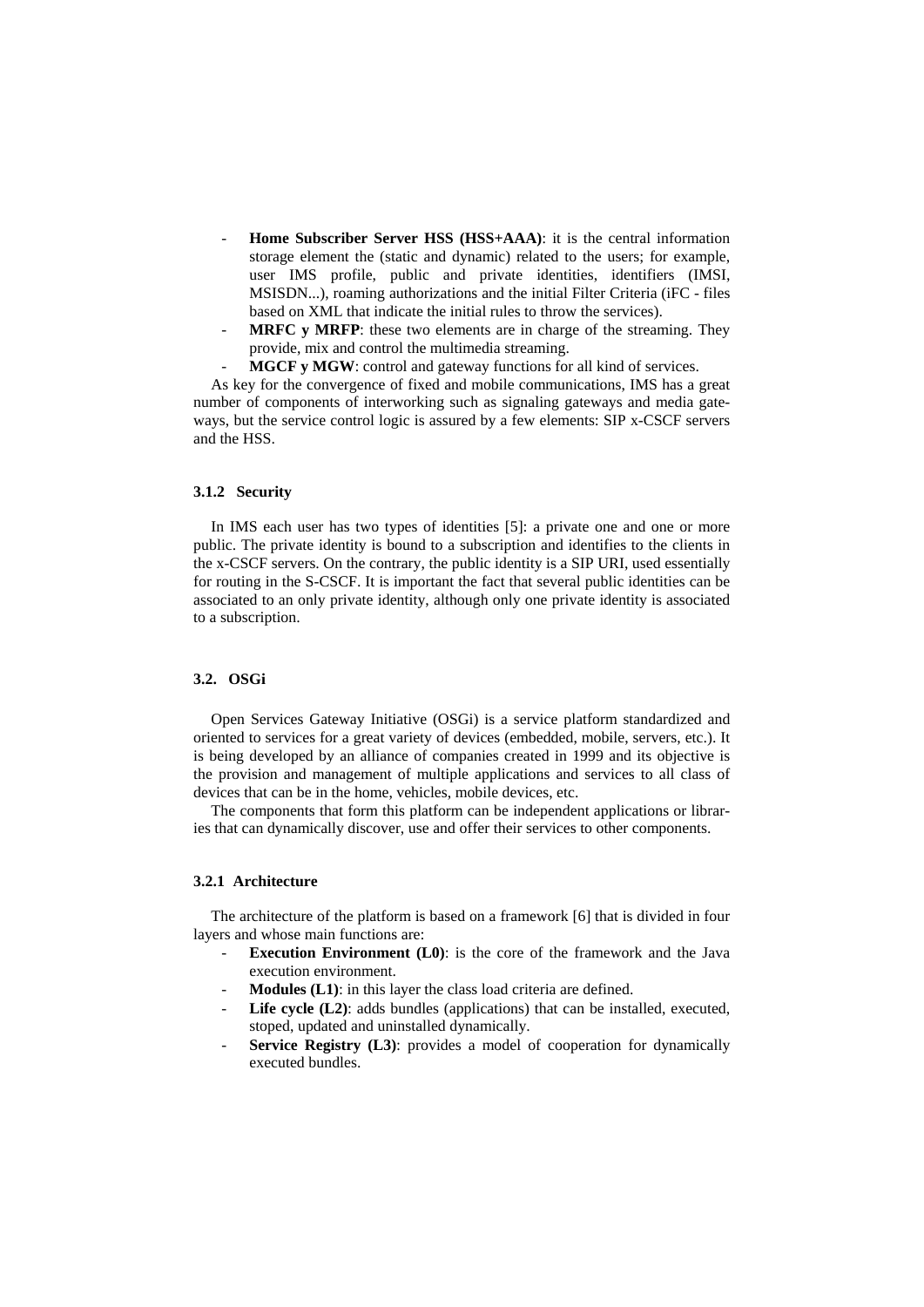- **Home Subscriber Server HSS (HSS+AAA)**: it is the central information storage element the (static and dynamic) related to the users; for example, user IMS profile, public and private identities, identifiers (IMSI, MSISDN...), roaming authorizations and the initial Filter Criteria (iFC - files based on XML that indicate the initial rules to throw the services).
- **MRFC y MRFP**: these two elements are in charge of the streaming. They provide, mix and control the multimedia streaming.
- **MGCF y MGW**: control and gateway functions for all kind of services.

As key for the convergence of fixed and mobile communications, IMS has a great number of components of interworking such as signaling gateways and media gateways, but the service control logic is assured by a few elements: SIP x-CSCF servers and the HSS.

### 3.1.2 Security

In IMS each user has two types of identities [5]: a private one and one or more public. The private identity is bound to a subscription and identifies to the clients in the x-CSCF servers. On the contrary, the public identity is a SIP URI, used essentially for routing in the S-CSCF. It is important the fact that several public identities can be associated to an only private identity, although only one private identity is associated to a subscription.

## 3.2. OSGi

Open Services Gateway Initiative (OSGi) is a service platform standardized and oriented to services for a great variety of devices (embedded, mobile, servers, etc.). It is being developed by an alliance of companies created in 1999 and its objective is the provision and management of multiple applications and services to all class of devices that can be in the home, vehicles, mobile devices, etc.

The components that form this platform can be independent applications or libraries that can dynamically discover, use and offer their services to other components.

### 3.2.1 Architecture

The architecture of the platform is based on a framework [6] that is divided in four layers and whose main functions are:

- **Execution Environment (L0)**: is the core of the framework and the Java execution environment.
- **Modules (L1)**: in this layer the class load criteria are defined.
- **Life cycle (L2)**: adds bundles (applications) that can be installed, executed, stoped, updated and uninstalled dynamically.
- **Service Registry (L3)**: provides a model of cooperation for dynamically executed bundles.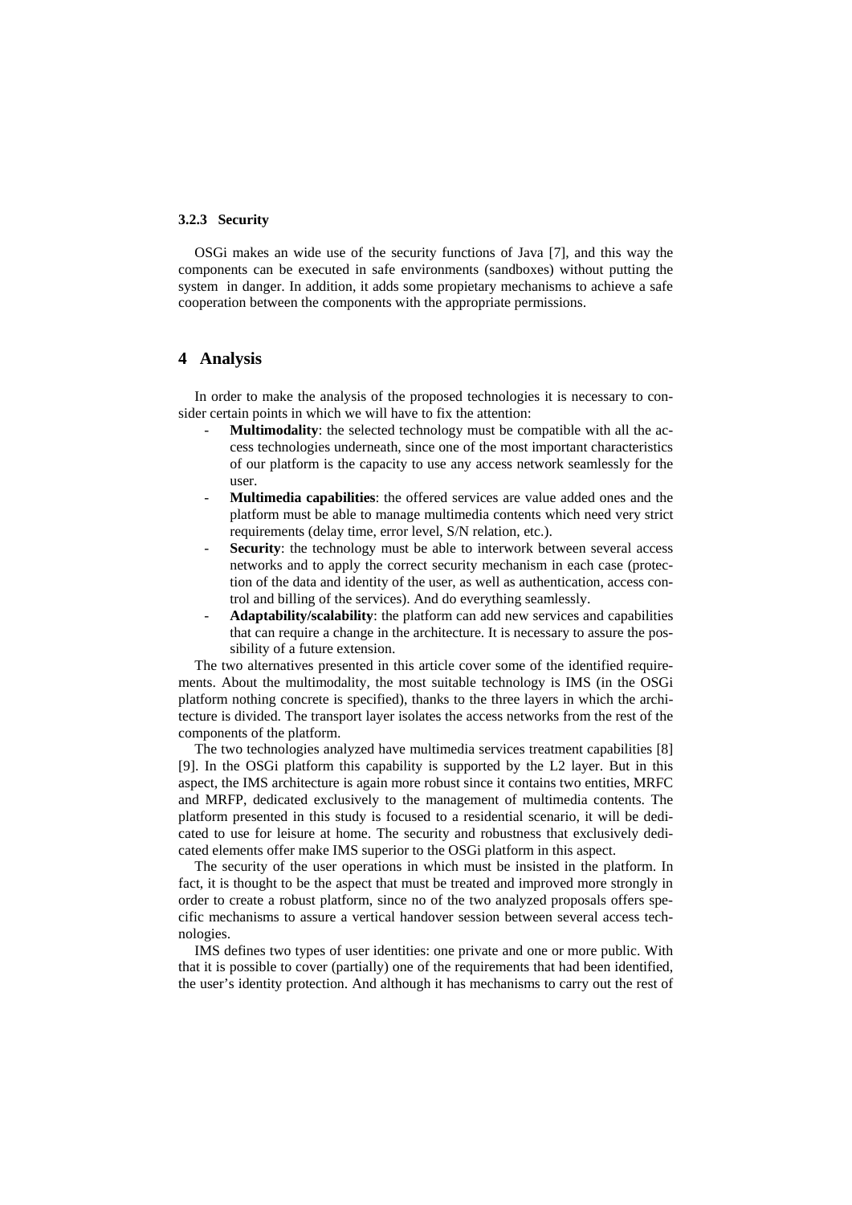#### 3.2.3 Security

OSGi makes an wide use of the security functions of Java [7], and this way the components can be executed in safe environments (sandboxes) without putting the system in danger. In addition, it adds some propietary mechanisms to achieve a safe cooperation between the components with the appropriate permissions.

## 4 Analysis

In order to make the analysis of the proposed technologies it is necessary to consider certain points in which we will have to fix the attention:

- **Multimodality**: the selected technology must be compatible with all the access technologies underneath, since one of the most important characteristics of our platform is the capacity to use any access network seamlessly for the user.
- **Multimedia capabilities**: the offered services are value added ones and the platform must be able to manage multimedia contents which need very strict requirements (delay time, error level, S/N relation, etc.).
- **Security**: the technology must be able to interwork between several access networks and to apply the correct security mechanism in each case (protection of the data and identity of the user, as well as authentication, access control and billing of the services). And do everything seamlessly.
- **Adaptability/scalability**: the platform can add new services and capabilities that can require a change in the architecture. It is necessary to assure the possibility of a future extension.

The two alternatives presented in this article cover some of the identified requirements. About the multimodality, the most suitable technology is IMS (in the OSGi platform nothing concrete is specified), thanks to the three layers in which the architecture is divided. The transport layer isolates the access networks from the rest of the components of the platform.

The two technologies analyzed have multimedia services treatment capabilities [8] [9]. In the OSGi platform this capability is supported by the L2 layer. But in this aspect, the IMS architecture is again more robust since it contains two entities, MRFC and MRFP, dedicated exclusively to the management of multimedia contents. The platform presented in this study is focused to a residential scenario, it will be dedicated to use for leisure at home. The security and robustness that exclusively dedicated elements offer make IMS superior to the OSGi platform in this aspect.

The security of the user operations in which must be insisted in the platform. In fact, it is thought to be the aspect that must be treated and improved more strongly in order to create a robust platform, since no of the two analyzed proposals offers specific mechanisms to assure a vertical handover session between several access technologies.

IMS defines two types of user identities: one private and one or more public. With that it is possible to cover (partially) one of the requirements that had been identified, the user's identity protection. And although it has mechanisms to carry out the rest of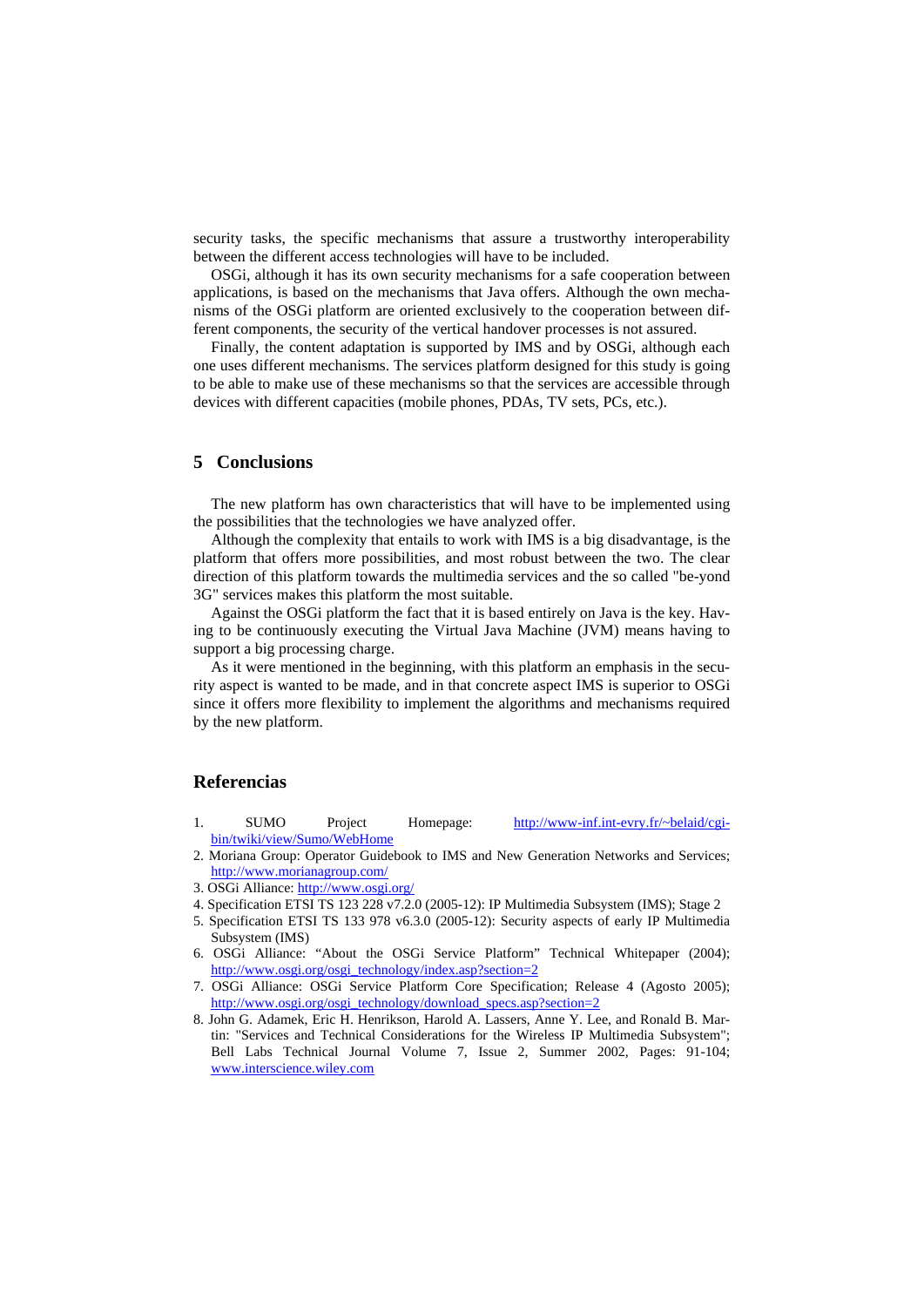security tasks, the specific mechanisms that assure a trustworthy interoperability between the different access technologies will have to be included.

OSGi, although it has its own security mechanisms for a safe cooperation between applications, is based on the mechanisms that Java offers. Although the own mechanisms of the OSGi platform are oriented exclusively to the cooperation between different components, the security of the vertical handover processes is not assured.

Finally, the content adaptation is supported by IMS and by OSGi, although each one uses different mechanisms. The services platform designed for this study is going to be able to make use of these mechanisms so that the services are accessible through devices with different capacities (mobile phones, PDAs, TV sets, PCs, etc.).

## 5 Conclusions

The new platform has own characteristics that will have to be implemented using the possibilities that the technologies we have analyzed offer.

Although the complexity that entails to work with IMS is a big disadvantage, is the platform that offers more possibilities, and most robust between the two. The clear direction of this platform towards the multimedia services and the so called "be-yond 3G" services makes this platform the most suitable.

Against the OSGi platform the fact that it is based entirely on Java is the key. Having to be continuously executing the Virtual Java Machine (JVM) means having to support a big processing charge.

As it were mentioned in the beginning, with this platform an emphasis in the security aspect is wanted to be made, and in that concrete aspect IMS is superior to OSGi since it offers more flexibility to implement the algorithms and mechanisms required by the new platform.

## Referencias

1. SUMO Project Homepage: http://www-inf.int-evry.fr/~belaid/cgi-bin/twiki/view/Sumo/WebHome
2. Moriana Group: Operator Guidebook to IMS and New Generation Networks and Services; http://www.morianagroup.com/
3. OSGi Alliance: http://www.osgi.org/
4. Specification ETSI TS 123 228 v7.2.0 (2005-12): IP Multimedia Subsystem (IMS); Stage 2
5. Specification ETSI TS 133 978 v6.3.0 (2005-12): Security aspects of early IP Multimedia Subsystem (IMS)
6. OSGi Alliance: "About the OSGi Service Platform" Technical Whitepaper (2004); http://www.osgi.org/osgi_technology/index.asp?section=2
7. OSGi Alliance: OSGi Service Platform Core Specification; Release 4 (Agosto 2005); http://www.osgi.org/osgi_technology/download_specs.asp?section=2
8. John G. Adamek, Eric H. Henrikson, Harold A. Lassers, Anne Y. Lee, and Ronald B. Martin: "Services and Technical Considerations for the Wireless IP Multimedia Subsystem"; Bell Labs Technical Journal Volume 7, Issue 2, Summer 2002, Pages: 91-104; www.interscience.wiley.com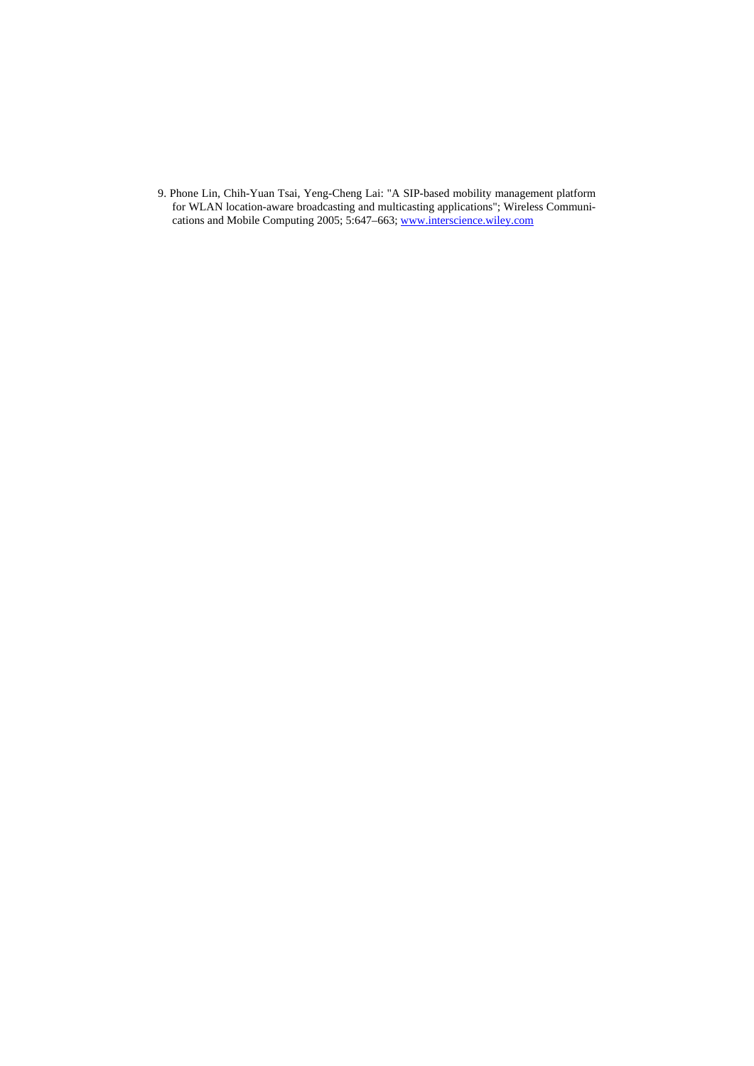9. Phone Lin, Chih-Yuan Tsai, Yeng-Cheng Lai: "A SIP-based mobility management platform for WLAN location-aware broadcasting and multicasting applications"; Wireless Communications and Mobile Computing 2005; 5:647–663; [www.interscience.wiley.com](http://www.interscience.wiley.com)